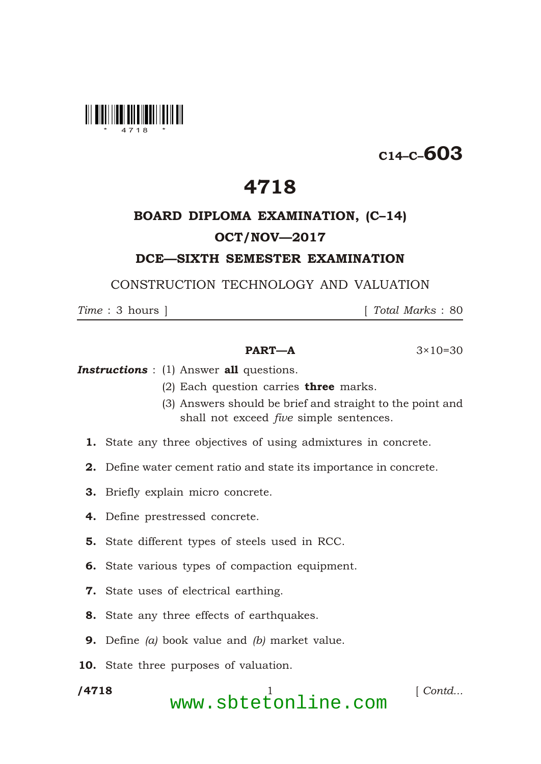C14–C–603

# 4718

## BOARD DIPLOMA EXAMINATION, (C–14)

## OCT/NOV—2017

## DCE—SIXTH SEMESTER EXAMINATION

CONSTRUCTION TECHNOLOGY AND VALUATION

*Time* : 3 hours ] [ *Total Marks* : 80

### PART—A

3×10=30

***Instructions*** : (1) Answer **all** questions.

(2) Each question carries **three** marks.

(3) Answers should be brief and straight to the point and shall not exceed *five* simple sentences.

**1.** State any three objectives of using admixtures in concrete.

**2.** Define water cement ratio and state its importance in concrete.

**3.** Briefly explain micro concrete.

**4.** Define prestressed concrete.

**5.** State different types of steels used in RCC.

**6.** State various types of compaction equipment.

**7.** State uses of electrical earthing.

**8.** State any three effects of earthquakes.

**9.** Define *(a)* book value and *(b)* market value.

**10.** State three purposes of valuation.

[ Contd...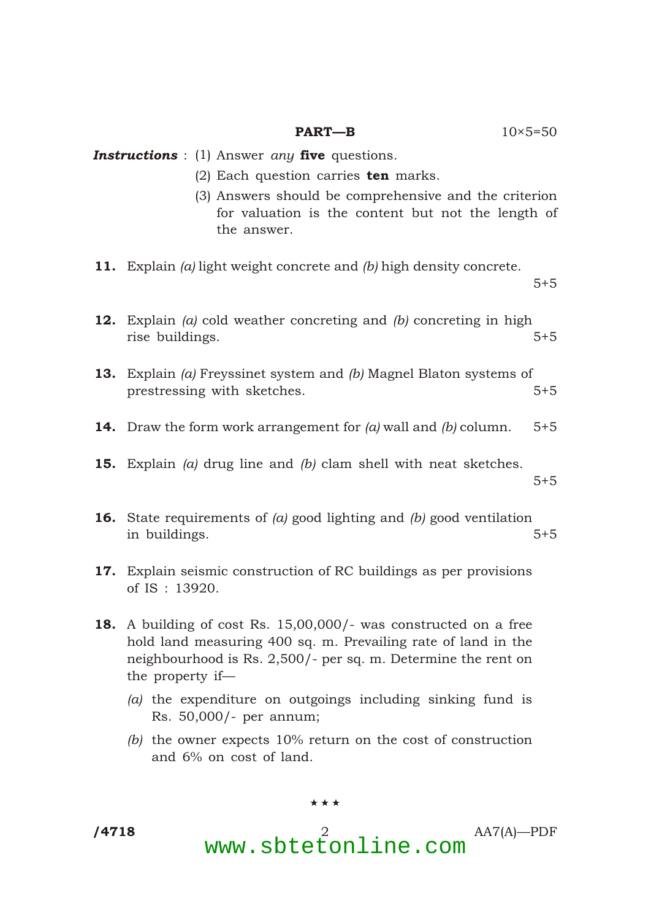## PART—B

10×5=50

***Instructions*** : (1) Answer *any* **five** questions.

(2) Each question carries **ten** marks.

(3) Answers should be comprehensive and the criterion for valuation is the content but not the length of the answer.

**11.** Explain *(a)* light weight concrete and *(b)* high density concrete. 5+5

**12.** Explain *(a)* cold weather concreting and *(b)* concreting in high rise buildings. 5+5

**13.** Explain *(a)* Freyssinet system and *(b)* Magnel Blaton systems of prestressing with sketches. 5+5

**14.** Draw the form work arrangement for *(a)* wall and *(b)* column. 5+5

**15.** Explain *(a)* drug line and *(b)* clam shell with neat sketches. 5+5

**16.** State requirements of *(a)* good lighting and *(b)* good ventilation in buildings. 5+5

**17.** Explain seismic construction of RC buildings as per provisions of IS : 13920.

**18.** A building of cost Rs. 15,00,000/- was constructed on a free hold land measuring 400 sq. m. Prevailing rate of land in the neighbourhood is Rs. 2,500/- per sq. m. Determine the rent on the property if—

*(a)* the expenditure on outgoings including sinking fund is Rs. 50,000/- per annum;

*(b)* the owner expects 10% return on the cost of construction and 6% on cost of land.

★ ★ ★

/4718 AA7(A)—PDF